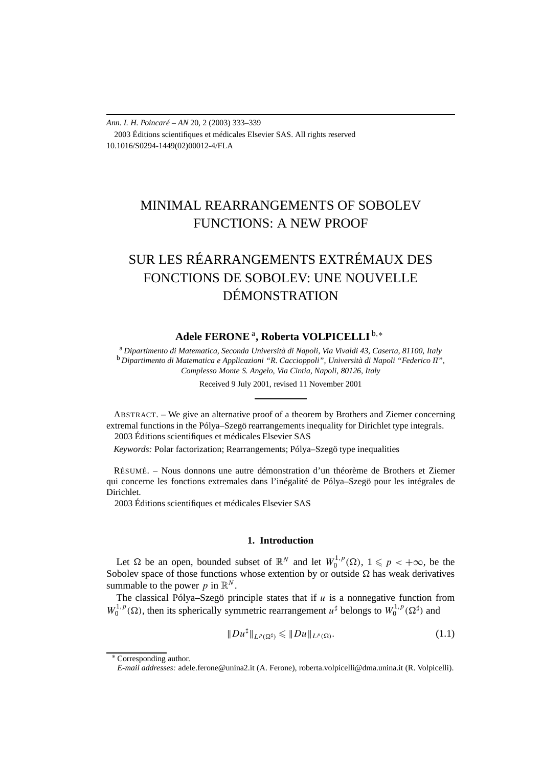Ann. I. H. Poincaré – AN 20, 2 (2003) 333–339
2003 Éditions scientifiques et médicales Elsevier SAS. All rights reserved
10.1016/S0294-1449(02)00012-4/FLA

# MINIMAL REARRANGEMENTS OF SOBOLEV FUNCTIONS: A NEW PROOF

# SUR LES RÉARRANGEMENTS EXTRÉMAUX DES FONCTIONS DE SOBOLEV: UNE NOUVELLE DÉMONSTRATION

**Adele FERONE** [a], **Roberta VOLPICELLI** [b,*]

[a] *Dipartimento di Matematica, Seconda Università di Napoli, Via Vivaldi 43, Caserta, 81100, Italy*
[b] *Dipartimento di Matematica e Applicazioni "R. Caccioppoli", Università di Napoli "Federico II", Complesso Monte S. Angelo, Via Cintia, Napoli, 80126, Italy*

Received 9 July 2001, revised 11 November 2001

ABSTRACT. – We give an alternative proof of a theorem by Brothers and Ziemer concerning extremal functions in the Pólya–Szegö rearrangements inequality for Dirichlet type integrals.
2003 Éditions scientifiques et médicales Elsevier SAS

*Keywords:* Polar factorization; Rearrangements; Pólya–Szegö type inequalities

RÉSUMÉ. – Nous donnons une autre démonstration d'un théorème de Brothers et Ziemer qui concerne les fonctions extremales dans l'inégalité de Pólya–Szegö pour les intégrales de Dirichlet.
2003 Éditions scientifiques et médicales Elsevier SAS

## 1. Introduction

Let $\Omega$ be an open, bounded subset of $\mathbb{R}^N$ and let $W_0^{1,p}(\Omega)$, $1 \leqslant p < +\infty$, be the Sobolev space of those functions whose extention by or outside $\Omega$ has weak derivatives summable to the power $p$ in $\mathbb{R}^N$.

The classical Pólya–Szegö principle states that if $u$ is a nonnegative function from $W_0^{1,p}(\Omega)$, then its spherically symmetric rearrangement $u^\sharp$ belongs to $W_0^{1,p}(\Omega^\sharp)$ and

$$\|Du^\sharp\|_{L^p(\Omega^\sharp)} \leqslant \|Du\|_{L^p(\Omega)}. \tag{1.1}$$

[*] Corresponding author.
*E-mail addresses:* adele.ferone@unina2.it (A. Ferone), roberta.volpicelli@dma.unina.it (R. Volpicelli).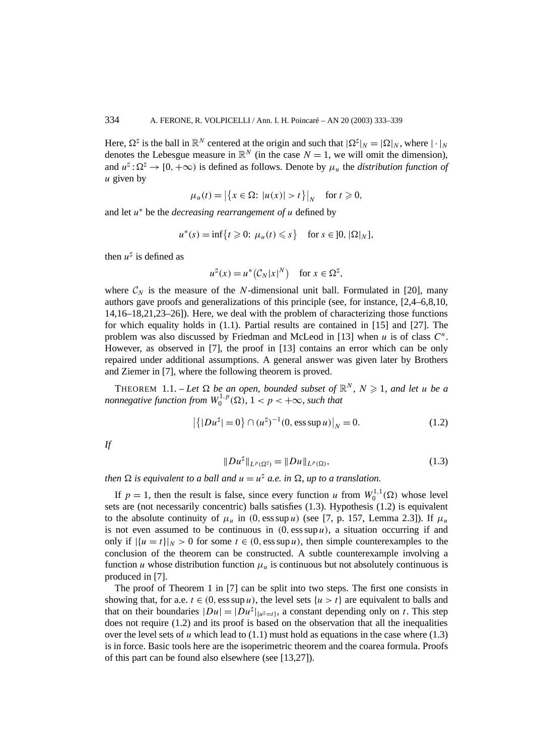Here, $\Omega^\sharp$ is the ball in $\mathbb{R}^N$ centered at the origin and such that $|\Omega^\sharp|_N = |\Omega|_N$, where $|\cdot|_N$ denotes the Lebesgue measure in $\mathbb{R}^N$ (in the case $N = 1$, we will omit the dimension), and $u^\sharp : \Omega^\sharp \to [0, +\infty)$ is defined as follows. Denote by $\mu_u$ the *distribution function of* $u$ given by

$$\mu_u(t) = \left|\left\{x \in \Omega\colon\ |u(x)| > t\right\}\right|_N \quad \text{for } t \geqslant 0,$$

and let $u^*$ be the *decreasing rearrangement of* $u$ defined by

$$u^*(s) = \inf\left\{t \geqslant 0\colon\ \mu_u(t) \leqslant s\right\} \quad \text{for } s \in \left]0, |\Omega|_N\right],$$

then $u^\sharp$ is defined as

$$u^\sharp(x) = u^*\left(\mathcal{C}_N |x|^N\right) \quad \text{for } x \in \Omega^\sharp,$$

where $\mathcal{C}_N$ is the measure of the $N$-dimensional unit ball. Formulated in [20], many authors gave proofs and generalizations of this principle (see, for instance, [2,4–6,8,10, 14,16–18,21,23–26]). Here, we deal with the problem of characterizing those functions for which equality holds in (1.1). Partial results are contained in [15] and [27]. The problem was also discussed by Friedman and McLeod in [13] when $u$ is of class $C^n$. However, as observed in [7], the proof in [13] contains an error which can be only repaired under additional assumptions. A general answer was given later by Brothers and Ziemer in [7], where the following theorem is proved.

THEOREM 1.1. – *Let $\Omega$ be an open, bounded subset of $\mathbb{R}^N$, $N \geqslant 1$, and let $u$ be a nonnegative function from $W_0^{1,p}(\Omega)$, $1 < p < +\infty$, such that*

$$\left|\left\{|Du^\sharp| = 0\right\} \cap (u^\sharp)^{-1}(0, \operatorname{ess\,sup} u)\right|_N = 0. \tag{1.2}$$

*If*

$$\|Du^\sharp\|_{L^p(\Omega^\sharp)} = \|Du\|_{L^p(\Omega)}, \tag{1.3}$$

*then $\Omega$ is equivalent to a ball and $u = u^\sharp$ a.e. in $\Omega$, up to a translation.*

If $p = 1$, then the result is false, since every function $u$ from $W_0^{1,1}(\Omega)$ whose level sets are (not necessarily concentric) balls satisfies (1.3). Hypothesis (1.2) is equivalent to the absolute continuity of $\mu_u$ in $(0, \operatorname{ess\,sup} u)$ (see [7, p. 157, Lemma 2.3]). If $\mu_u$ is not even assumed to be continuous in $(0, \operatorname{ess\,sup} u)$, a situation occurring if and only if $|\{u = t\}|_N > 0$ for some $t \in (0, \operatorname{ess\,sup} u)$, then simple counterexamples to the conclusion of the theorem can be constructed. A subtle counterexample involving a function $u$ whose distribution function $\mu_u$ is continuous but not absolutely continuous is produced in [7].

The proof of Theorem 1 in [7] can be split into two steps. The first one consists in showing that, for a.e. $t \in (0, \operatorname{ess\,sup} u)$, the level sets $\{u > t\}$ are equivalent to balls and that on their boundaries $|Du| = |Du^\sharp|_{\{u^\sharp = t\}}$, a constant depending only on $t$. This step does not require (1.2) and its proof is based on the observation that all the inequalities over the level sets of $u$ which lead to (1.1) must hold as equations in the case where (1.3) is in force. Basic tools here are the isoperimetric theorem and the coarea formula. Proofs of this part can be found also elsewhere (see [13,27]).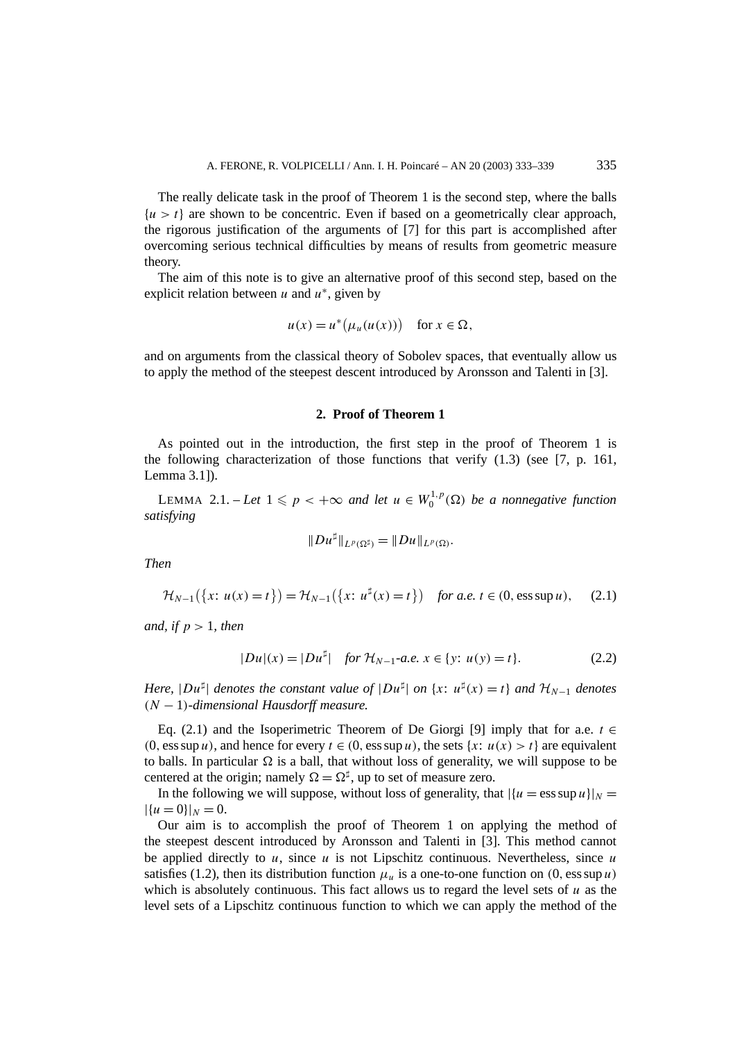The really delicate task in the proof of Theorem 1 is the second step, where the balls $\{u > t\}$ are shown to be concentric. Even if based on a geometrically clear approach, the rigorous justification of the arguments of [7] for this part is accomplished after overcoming serious technical difficulties by means of results from geometric measure theory.

The aim of this note is to give an alternative proof of this second step, based on the explicit relation between $u$ and $u^*$, given by

$$u(x) = u^*\bigl(\mu_u(u(x))\bigr) \quad \text{for } x \in \Omega,$$

and on arguments from the classical theory of Sobolev spaces, that eventually allow us to apply the method of the steepest descent introduced by Aronsson and Talenti in [3].

## 2. Proof of Theorem 1

As pointed out in the introduction, the first step in the proof of Theorem 1 is the following characterization of those functions that verify (1.3) (see [7, p. 161, Lemma 3.1]).

LEMMA 2.1. – *Let $1 \leqslant p < +\infty$ and let $u \in W_0^{1,p}(\Omega)$ be a nonnegative function satisfying*

$$\|Du^\sharp\|_{L^p(\Omega^\sharp)} = \|Du\|_{L^p(\Omega)}.$$

*Then*

$$\mathcal{H}_{N-1}\bigl(\{x\colon u(x) = t\}\bigr) = \mathcal{H}_{N-1}\bigl(\{x\colon u^\sharp(x) = t\}\bigr) \quad \text{for a.e. } t \in (0, \operatorname{ess\,sup} u), \qquad (2.1)$$

*and, if $p > 1$, then*

$$|Du|(x) = |Du^\sharp| \quad \text{for } \mathcal{H}_{N-1}\text{-a.e. } x \in \{y\colon u(y) = t\}. \qquad (2.2)$$

*Here, $|Du^\sharp|$ denotes the constant value of $|Du^\sharp|$ on $\{x\colon u^\sharp(x) = t\}$ and $\mathcal{H}_{N-1}$ denotes $(N-1)$-dimensional Hausdorff measure.*

Eq. (2.1) and the Isoperimetric Theorem of De Giorgi [9] imply that for a.e. $t \in (0, \operatorname{ess\,sup} u)$, and hence for every $t \in (0, \operatorname{ess\,sup} u)$, the sets $\{x\colon u(x) > t\}$ are equivalent to balls. In particular $\Omega$ is a ball, that without loss of generality, we will suppose to be centered at the origin; namely $\Omega = \Omega^\sharp$, up to set of measure zero.

In the following we will suppose, without loss of generality, that $|\{u = \operatorname{ess\,sup} u\}|_N = |\{u = 0\}|_N = 0$.

Our aim is to accomplish the proof of Theorem 1 on applying the method of the steepest descent introduced by Aronsson and Talenti in [3]. This method cannot be applied directly to $u$, since $u$ is not Lipschitz continuous. Nevertheless, since $u$ satisfies (1.2), then its distribution function $\mu_u$ is a one-to-one function on $(0, \operatorname{ess\,sup} u)$ which is absolutely continuous. This fact allows us to regard the level sets of $u$ as the level sets of a Lipschitz continuous function to which we can apply the method of the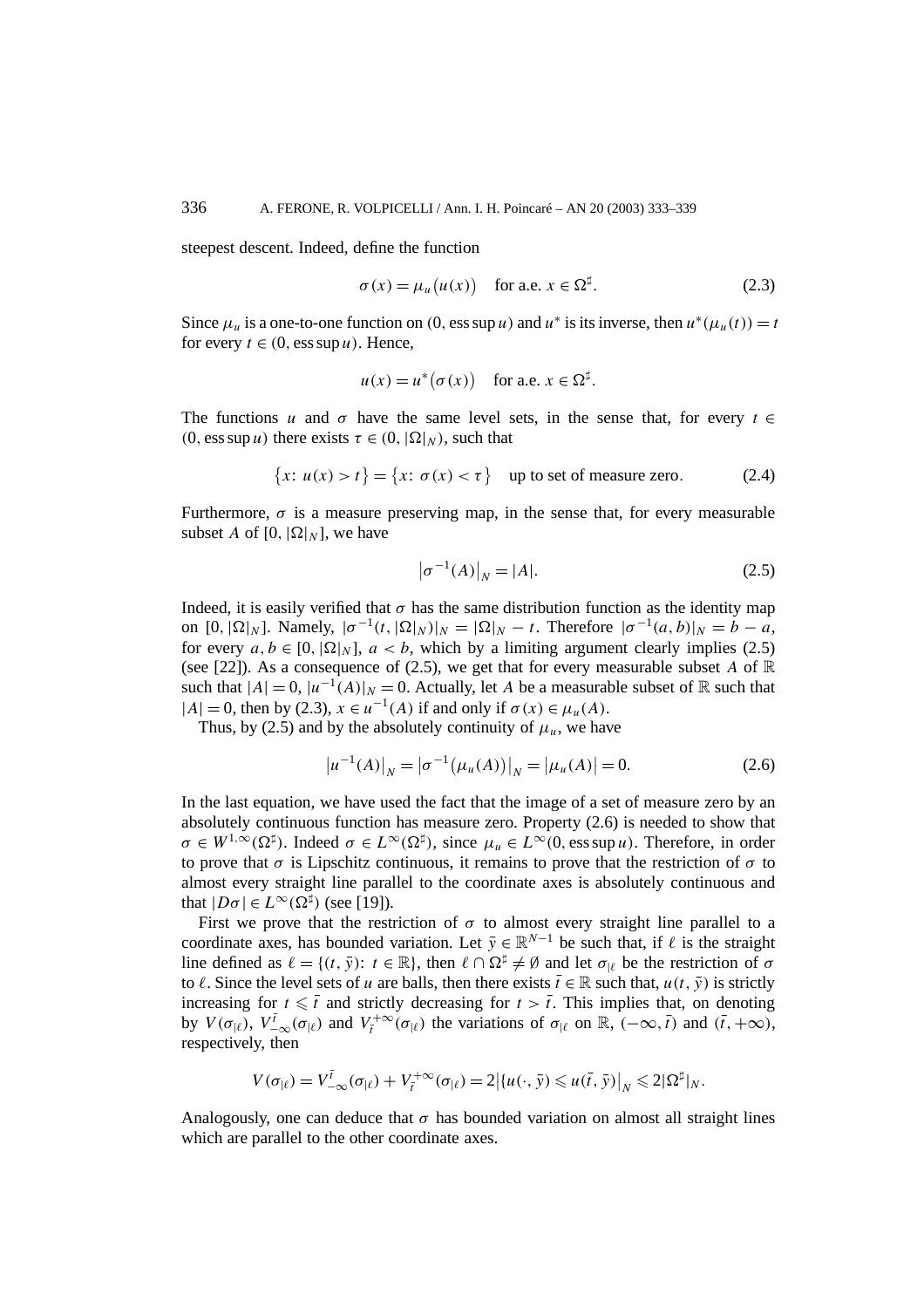steepest descent. Indeed, define the function

$$\sigma(x) = \mu_u\big(u(x)\big) \quad \text{for a.e. } x \in \Omega^\sharp. \tag{2.3}$$

Since $\mu_u$ is a one-to-one function on $(0, \operatorname{ess\,sup} u)$ and $u^*$ is its inverse, then $u^*(\mu_u(t)) = t$ for every $t \in (0, \operatorname{ess\,sup} u)$. Hence,

$$u(x) = u^*\big(\sigma(x)\big) \quad \text{for a.e. } x \in \Omega^\sharp.$$

The functions $u$ and $\sigma$ have the same level sets, in the sense that, for every $t \in (0, \operatorname{ess\,sup} u)$ there exists $\tau \in (0, |\Omega|_N)$, such that

$$\big\{x\colon u(x) > t\big\} = \big\{x\colon \sigma(x) < \tau\big\} \quad \text{up to set of measure zero}. \tag{2.4}$$

Furthermore, $\sigma$ is a measure preserving map, in the sense that, for every measurable subset $A$ of $[0, |\Omega|_N]$, we have

$$\big|\sigma^{-1}(A)\big|_N = |A|. \tag{2.5}$$

Indeed, it is easily verified that $\sigma$ has the same distribution function as the identity map on $[0, |\Omega|_N]$. Namely, $|\sigma^{-1}(t, |\Omega|_N)|_N = |\Omega|_N - t$. Therefore $|\sigma^{-1}(a, b)|_N = b - a$, for every $a, b \in [0, |\Omega|_N]$, $a < b$, which by a limiting argument clearly implies (2.5) (see [22]). As a consequence of (2.5), we get that for every measurable subset $A$ of $\mathbb{R}$ such that $|A| = 0$, $|u^{-1}(A)|_N = 0$. Actually, let $A$ be a measurable subset of $\mathbb{R}$ such that $|A| = 0$, then by (2.3), $x \in u^{-1}(A)$ if and only if $\sigma(x) \in \mu_u(A)$.

Thus, by (2.5) and by the absolutely continuity of $\mu_u$, we have

$$\big|u^{-1}(A)\big|_N = \big|\sigma^{-1}\big(\mu_u(A)\big)\big|_N = \big|\mu_u(A)\big| = 0. \tag{2.6}$$

In the last equation, we have used the fact that the image of a set of measure zero by an absolutely continuous function has measure zero. Property (2.6) is needed to show that $\sigma \in W^{1,\infty}(\Omega^\sharp)$. Indeed $\sigma \in L^\infty(\Omega^\sharp)$, since $\mu_u \in L^\infty(0, \operatorname{ess\,sup} u)$. Therefore, in order to prove that $\sigma$ is Lipschitz continuous, it remains to prove that the restriction of $\sigma$ to almost every straight line parallel to the coordinate axes is absolutely continuous and that $|D\sigma| \in L^\infty(\Omega^\sharp)$ (see [19]).

First we prove that the restriction of $\sigma$ to almost every straight line parallel to a coordinate axes, has bounded variation. Let $\bar{y} \in \mathbb{R}^{N-1}$ be such that, if $\ell$ is the straight line defined as $\ell = \{(t, \bar{y})\colon t \in \mathbb{R}\}$, then $\ell \cap \Omega^\sharp \neq \emptyset$ and let $\sigma_{|\ell}$ be the restriction of $\sigma$ to $\ell$. Since the level sets of $u$ are balls, then there exists $\bar{t} \in \mathbb{R}$ such that, $u(t, \bar{y})$ is strictly increasing for $t \leqslant \bar{t}$ and strictly decreasing for $t > \bar{t}$. This implies that, on denoting by $V(\sigma_{|\ell})$, $V_{-\infty}^{\bar{t}}(\sigma_{|\ell})$ and $V_{\bar{t}}^{+\infty}(\sigma_{|\ell})$ the variations of $\sigma_{|\ell}$ on $\mathbb{R}$, $(-\infty, \bar{t})$ and $(\bar{t}, +\infty)$, respectively, then

$$V(\sigma_{|\ell}) = V_{-\infty}^{\bar{t}}(\sigma_{|\ell}) + V_{\bar{t}}^{+\infty}(\sigma_{|\ell}) = 2\big|\{u(\cdot, \bar{y}) \leqslant u(\bar{t}, \bar{y})\big|_N \leqslant 2|\Omega^\sharp|_N.$$

Analogously, one can deduce that $\sigma$ has bounded variation on almost all straight lines which are parallel to the other coordinate axes.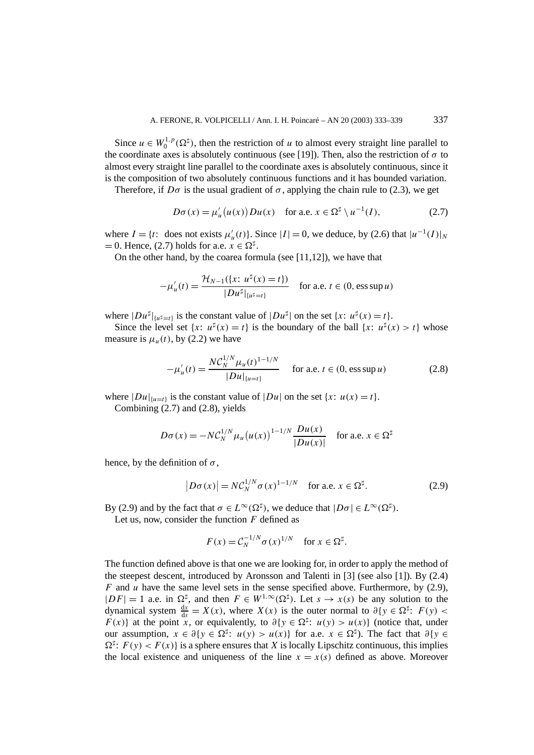Since $u \in W_0^{1,p}(\Omega^\sharp)$, then the restriction of $u$ to almost every straight line parallel to the coordinate axes is absolutely continuous (see [19]). Then, also the restriction of $\sigma$ to almost every straight line parallel to the coordinate axes is absolutely continuous, since it is the composition of two absolutely continuous functions and it has bounded variation.

Therefore, if $D\sigma$ is the usual gradient of $\sigma$, applying the chain rule to (2.3), we get

$$D\sigma(x) = \mu_u'\big(u(x)\big)Du(x) \quad \text{for a.e. } x \in \Omega^\sharp \setminus u^{-1}(I), \tag{2.7}$$

where $I = \{t\colon \text{ does not exists } \mu_u'(t)\}$. Since $|I| = 0$, we deduce, by (2.6) that $|u^{-1}(I)|_N = 0$. Hence, (2.7) holds for a.e. $x \in \Omega^\sharp$.

On the other hand, by the coarea formula (see [11,12]), we have that

$$-\mu_u'(t) = \frac{\mathcal{H}_{N-1}(\{x\colon u^\sharp(x) = t\})}{|Du^\sharp|_{\{u^\sharp = t\}}} \quad \text{for a.e. } t \in (0, \operatorname{ess\,sup} u)$$

where $|Du^\sharp|_{\{u^\sharp=t\}}$ is the constant value of $|Du^\sharp|$ on the set $\{x\colon u^\sharp(x) = t\}$.

Since the level set $\{x\colon u^\sharp(x) = t\}$ is the boundary of the ball $\{x\colon u^\sharp(x) > t\}$ whose measure is $\mu_u(t)$, by (2.2) we have

$$-\mu_u'(t) = \frac{N\mathcal{C}_N^{1/N}\mu_u(t)^{1-1/N}}{|Du|_{\{u=t\}}} \quad \text{for a.e. } t \in (0, \operatorname{ess\,sup} u) \tag{2.8}$$

where $|Du|_{\{u=t\}}$ is the constant value of $|Du|$ on the set $\{x\colon u(x) = t\}$.

Combining (2.7) and (2.8), yields

$$D\sigma(x) = -N\mathcal{C}_N^{1/N}\mu_u\big(u(x)\big)^{1-1/N}\frac{Du(x)}{|Du(x)|} \quad \text{for a.e. } x \in \Omega^\sharp$$

hence, by the definition of $\sigma$,

$$\big|D\sigma(x)\big| = N\mathcal{C}_N^{1/N}\sigma(x)^{1-1/N} \quad \text{for a.e. } x \in \Omega^\sharp. \tag{2.9}$$

By (2.9) and by the fact that $\sigma \in L^\infty(\Omega^\sharp)$, we deduce that $|D\sigma| \in L^\infty(\Omega^\sharp)$.

Let us, now, consider the function $F$ defined as

$$F(x) = \mathcal{C}_N^{-1/N}\sigma(x)^{1/N} \quad \text{for } x \in \Omega^\sharp.$$

The function defined above is that one we are looking for, in order to apply the method of the steepest descent, introduced by Aronsson and Talenti in [3] (see also [1]). By (2.4) $F$ and $u$ have the same level sets in the sense specified above. Furthermore, by (2.9), $|DF| = 1$ a.e. in $\Omega^\sharp$, and then $F \in W^{1,\infty}(\Omega^\sharp)$. Let $s \to x(s)$ be any solution to the dynamical system $\frac{\mathrm{d}x}{\mathrm{d}s} = X(x)$, where $X(x)$ is the outer normal to $\partial\{y \in \Omega^\sharp\colon F(y) < F(x)\}$ at the point $x$, or equivalently, to $\partial\{y \in \Omega^\sharp\colon u(y) > u(x)\}$ (notice that, under our assumption, $x \in \partial\{y \in \Omega^\sharp\colon u(y) > u(x)\}$ for a.e. $x \in \Omega^\sharp$). The fact that $\partial\{y \in \Omega^\sharp\colon F(y) < F(x)\}$ is a sphere ensures that $X$ is locally Lipschitz continuous, this implies the local existence and uniqueness of the line $x = x(s)$ defined as above. Moreover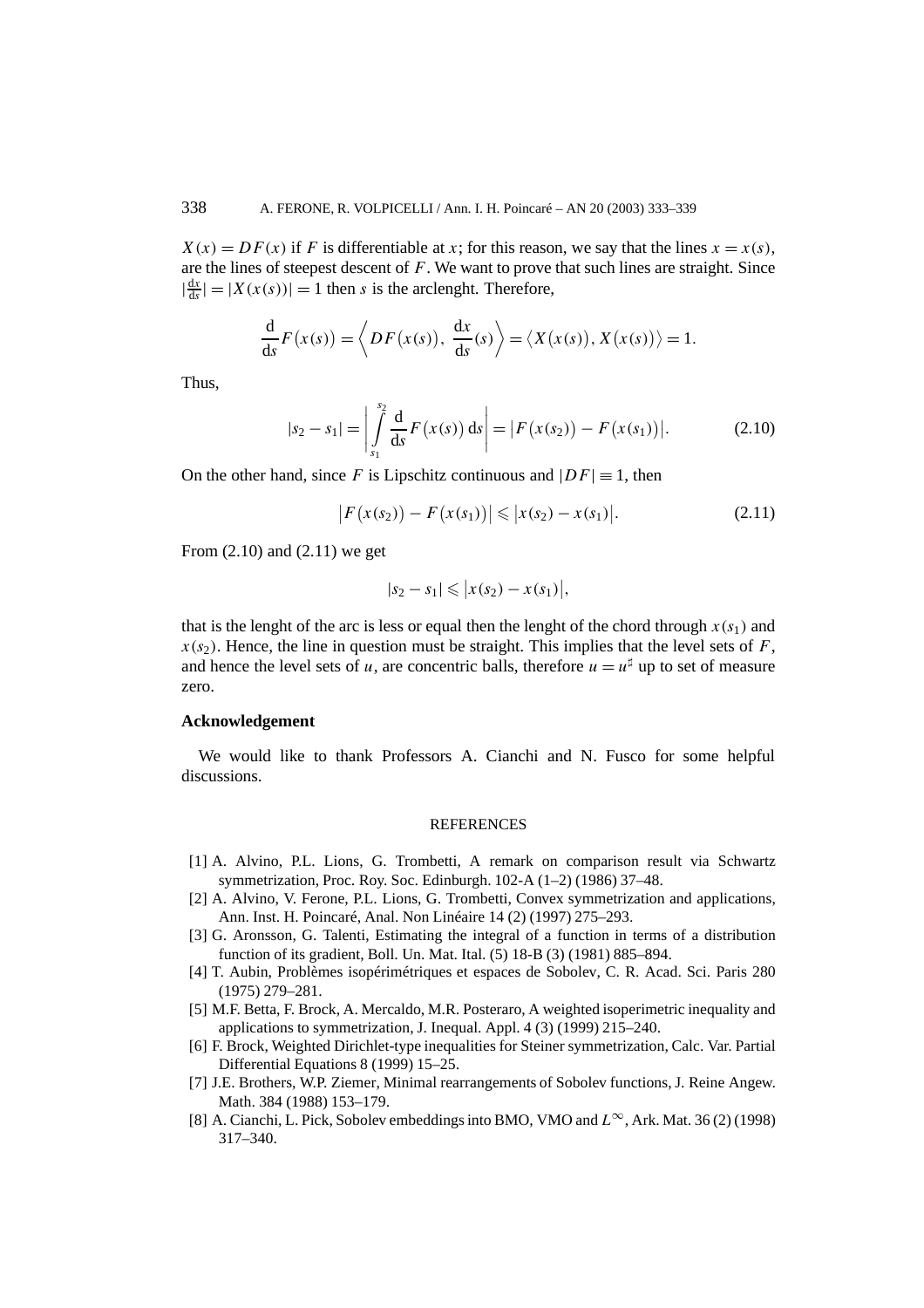$X(x) = DF(x)$ if $F$ is differentiable at $x$; for this reason, we say that the lines $x = x(s)$, are the lines of steepest descent of $F$. We want to prove that such lines are straight. Since $|\frac{\mathrm{d}x}{\mathrm{d}s}| = |X(x(s))| = 1$ then $s$ is the arclenght. Therefore,

$$\frac{\mathrm{d}}{\mathrm{d}s}F\big(x(s)\big) = \left\langle DF\big(x(s)\big),\ \frac{\mathrm{d}x}{\mathrm{d}s}(s)\right\rangle = \big\langle X\big(x(s)\big), X\big(x(s)\big)\big\rangle = 1.$$

Thus,

$$|s_2 - s_1| = \left|\int_{s_1}^{s_2} \frac{\mathrm{d}}{\mathrm{d}s}F\big(x(s)\big)\,\mathrm{d}s\right| = \big|F\big(x(s_2)\big) - F\big(x(s_1)\big)\big|. \tag{2.10}$$

On the other hand, since $F$ is Lipschitz continuous and $|DF| \equiv 1$, then

$$\big|F\big(x(s_2)\big) - F\big(x(s_1)\big)\big| \leqslant \big|x(s_2) - x(s_1)\big|. \tag{2.11}$$

From (2.10) and (2.11) we get

$$|s_2 - s_1| \leqslant \big|x(s_2) - x(s_1)\big|,$$

that is the lenght of the arc is less or equal then the lenght of the chord through $x(s_1)$ and $x(s_2)$. Hence, the line in question must be straight. This implies that the level sets of $F$, and hence the level sets of $u$, are concentric balls, therefore $u = u^\sharp$ up to set of measure zero.

## Acknowledgement

We would like to thank Professors A. Cianchi and N. Fusco for some helpful discussions.

## REFERENCES

[1] A. Alvino, P.L. Lions, G. Trombetti, A remark on comparison result via Schwartz symmetrization, Proc. Roy. Soc. Edinburgh. 102-A (1–2) (1986) 37–48.

[2] A. Alvino, V. Ferone, P.L. Lions, G. Trombetti, Convex symmetrization and applications, Ann. Inst. H. Poincaré, Anal. Non Linéaire 14 (2) (1997) 275–293.

[3] G. Aronsson, G. Talenti, Estimating the integral of a function in terms of a distribution function of its gradient, Boll. Un. Mat. Ital. (5) 18-B (3) (1981) 885–894.

[4] T. Aubin, Problèmes isopérimétriques et espaces de Sobolev, C. R. Acad. Sci. Paris 280 (1975) 279–281.

[5] M.F. Betta, F. Brock, A. Mercaldo, M.R. Posteraro, A weighted isoperimetric inequality and applications to symmetrization, J. Inequal. Appl. 4 (3) (1999) 215–240.

[6] F. Brock, Weighted Dirichlet-type inequalities for Steiner symmetrization, Calc. Var. Partial Differential Equations 8 (1999) 15–25.

[7] J.E. Brothers, W.P. Ziemer, Minimal rearrangements of Sobolev functions, J. Reine Angew. Math. 384 (1988) 153–179.

[8] A. Cianchi, L. Pick, Sobolev embeddings into BMO, VMO and $L^\infty$, Ark. Mat. 36 (2) (1998) 317–340.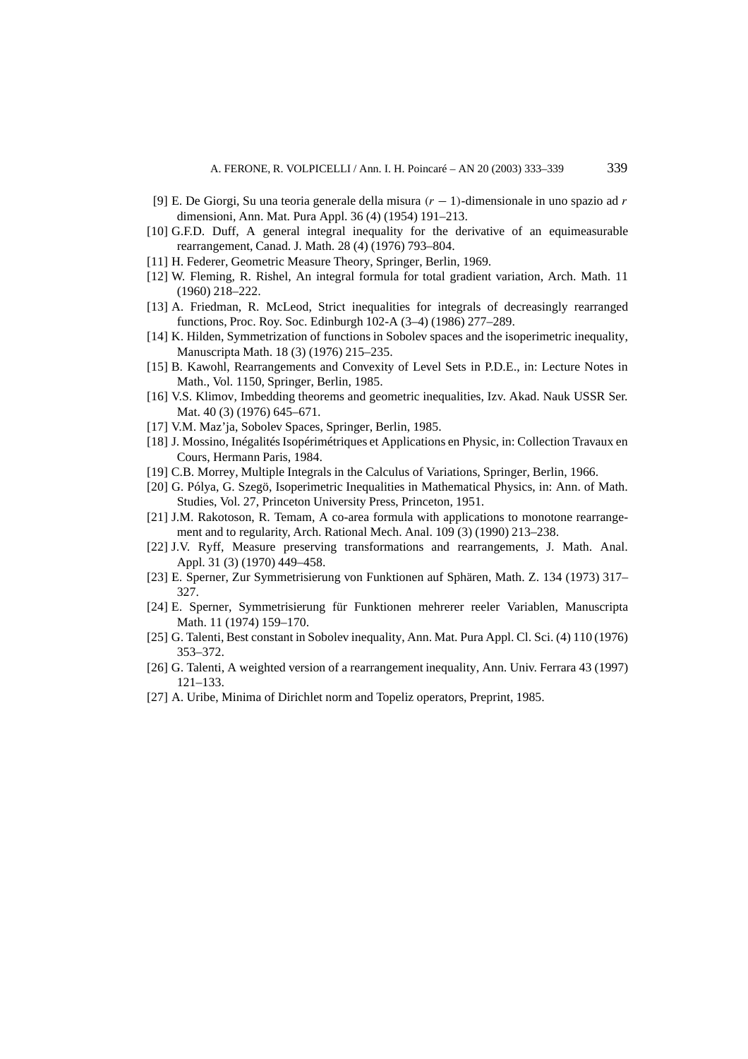[9] E. De Giorgi, Su una teoria generale della misura $(r-1)$-dimensionale in uno spazio ad $r$ dimensioni, Ann. Mat. Pura Appl. 36 (4) (1954) 191–213.

[10] G.F.D. Duff, A general integral inequality for the derivative of an equimeasurable rearrangement, Canad. J. Math. 28 (4) (1976) 793–804.

[11] H. Federer, Geometric Measure Theory, Springer, Berlin, 1969.

[12] W. Fleming, R. Rishel, An integral formula for total gradient variation, Arch. Math. 11 (1960) 218–222.

[13] A. Friedman, R. McLeod, Strict inequalities for integrals of decreasingly rearranged functions, Proc. Roy. Soc. Edinburgh 102-A (3–4) (1986) 277–289.

[14] K. Hilden, Symmetrization of functions in Sobolev spaces and the isoperimetric inequality, Manuscripta Math. 18 (3) (1976) 215–235.

[15] B. Kawohl, Rearrangements and Convexity of Level Sets in P.D.E., in: Lecture Notes in Math., Vol. 1150, Springer, Berlin, 1985.

[16] V.S. Klimov, Imbedding theorems and geometric inequalities, Izv. Akad. Nauk USSR Ser. Mat. 40 (3) (1976) 645–671.

[17] V.M. Maz'ja, Sobolev Spaces, Springer, Berlin, 1985.

[18] J. Mossino, Inégalités Isopérimétriques et Applications en Physic, in: Collection Travaux en Cours, Hermann Paris, 1984.

[19] C.B. Morrey, Multiple Integrals in the Calculus of Variations, Springer, Berlin, 1966.

[20] G. Pólya, G. Szegö, Isoperimetric Inequalities in Mathematical Physics, in: Ann. of Math. Studies, Vol. 27, Princeton University Press, Princeton, 1951.

[21] J.M. Rakotoson, R. Temam, A co-area formula with applications to monotone rearrangement and to regularity, Arch. Rational Mech. Anal. 109 (3) (1990) 213–238.

[22] J.V. Ryff, Measure preserving transformations and rearrangements, J. Math. Anal. Appl. 31 (3) (1970) 449–458.

[23] E. Sperner, Zur Symmetrisierung von Funktionen auf Sphären, Math. Z. 134 (1973) 317–327.

[24] E. Sperner, Symmetrisierung für Funktionen mehrerer reeler Variablen, Manuscripta Math. 11 (1974) 159–170.

[25] G. Talenti, Best constant in Sobolev inequality, Ann. Mat. Pura Appl. Cl. Sci. (4) 110 (1976) 353–372.

[26] G. Talenti, A weighted version of a rearrangement inequality, Ann. Univ. Ferrara 43 (1997) 121–133.

[27] A. Uribe, Minima of Dirichlet norm and Topeliz operators, Preprint, 1985.